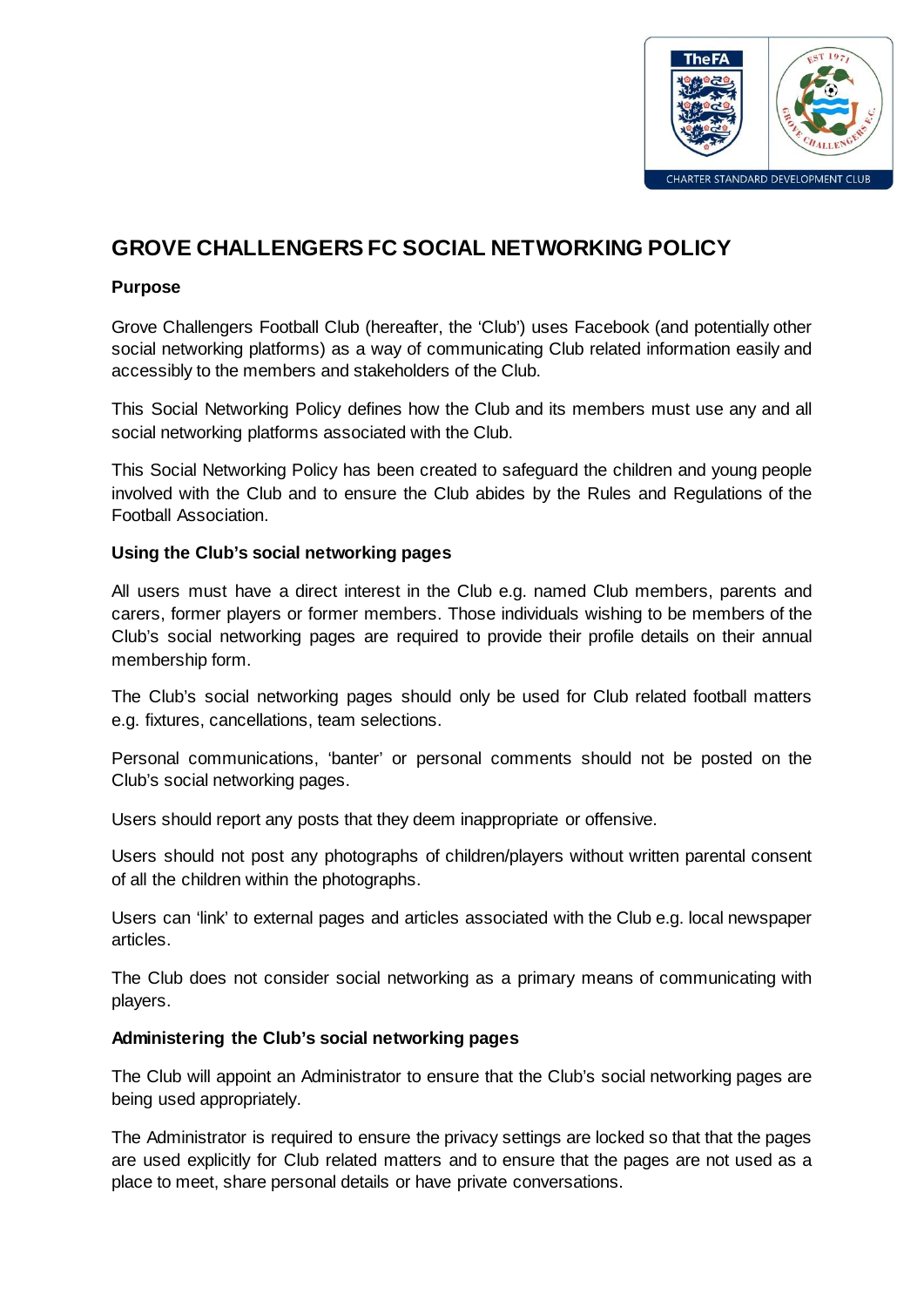# GROVE CHALLENGERS FC SOCIAL NETWORKING POLICY

**Purpose**

Grove Challengers Football Club (hereafter, the 'Club') uses Facebook (and potentially other social networking platforms) as a way of communicating Club related information easily and accessibly to the members and stakeholders of the Club.

This Social Networking Policy defines how the Club and its members must use any and all social networking platforms associated with the Club.

This Social Networking Policy has been created to safeguard the children and young people involved with the Club and to ensure the Club abides by the Rules and Regulations of the Football Association.

**Using the Club's social networking pages**

All users must have a direct interest in the Club e.g. named Club members, parents and carers, former players or former members. Those individuals wishing to be members of the Club's social networking pages are required to provide their profile details on their annual membership form.

The Club's social networking pages should only be used for Club related football matters e.g. fixtures, cancellations, team selections.

Personal communications, 'banter' or personal comments should not be posted on the Club's social networking pages.

Users should report any posts that they deem inappropriate or offensive.

Users should not post any photographs of children/players without written parental consent of all the children within the photographs.

Users can 'link' to external pages and articles associated with the Club e.g. local newspaper articles.

The Club does not consider social networking as a primary means of communicating with players.

**Administering the Club's social networking pages**

The Club will appoint an Administrator to ensure that the Club's social networking pages are being used appropriately.

The Administrator is required to ensure the privacy settings are locked so that that the pages are used explicitly for Club related matters and to ensure that the pages are not used as a place to meet, share personal details or have private conversations.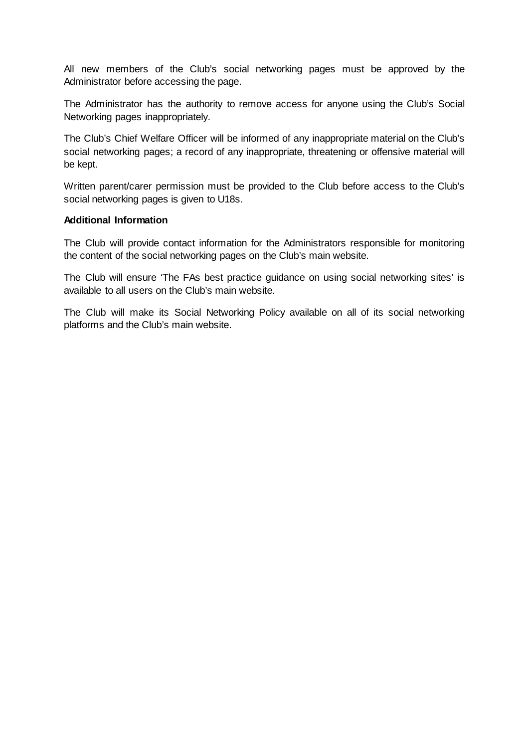All new members of the Club's social networking pages must be approved by the Administrator before accessing the page.

The Administrator has the authority to remove access for anyone using the Club's Social Networking pages inappropriately.

The Club's Chief Welfare Officer will be informed of any inappropriate material on the Club's social networking pages; a record of any inappropriate, threatening or offensive material will be kept.

Written parent/carer permission must be provided to the Club before access to the Club's social networking pages is given to U18s.

**Additional Information**

The Club will provide contact information for the Administrators responsible for monitoring the content of the social networking pages on the Club's main website.

The Club will ensure 'The FAs best practice guidance on using social networking sites' is available to all users on the Club's main website.

The Club will make its Social Networking Policy available on all of its social networking platforms and the Club's main website.